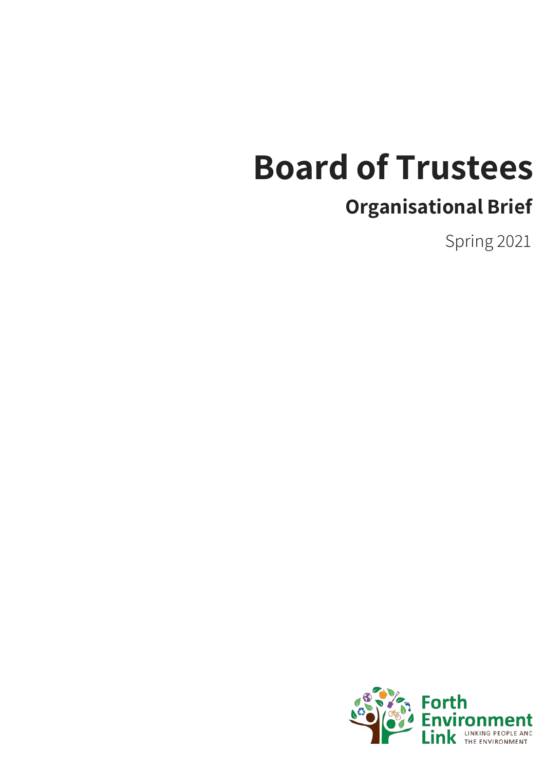# Board of Trustees

## Organisational Brief

Spring 2021

Forth Environment Link

LINKING PEOPLE AND THE ENVIRONMENT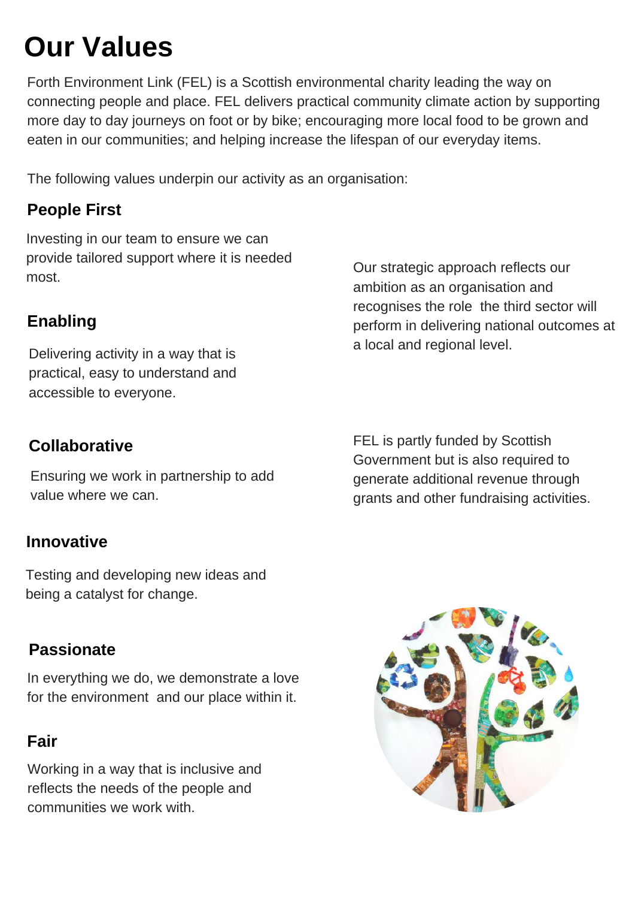# Our Values

Forth Environment Link (FEL) is a Scottish environmental charity leading the way on connecting people and place. FEL delivers practical community climate action by supporting more day to day journeys on foot or by bike; encouraging more local food to be grown and eaten in our communities; and helping increase the lifespan of our everyday items.

The following values underpin our activity as an organisation:

### People First

Investing in our team to ensure we can provide tailored support where it is needed most.

### Enabling

Delivering activity in a way that is practical, easy to understand and accessible to everyone.

### Collaborative

Ensuring we work in partnership to add value where we can.

### Innovative

Testing and developing new ideas and being a catalyst for change.

### Passionate

In everything we do, we demonstrate a love for the environment and our place within it.

### Fair

Working in a way that is inclusive and reflects the needs of the people and communities we work with.

Our strategic approach reflects our ambition as an organisation and recognises the role the third sector will perform in delivering national outcomes at a local and regional level.

FEL is partly funded by Scottish Government but is also required to generate additional revenue through grants and other fundraising activities.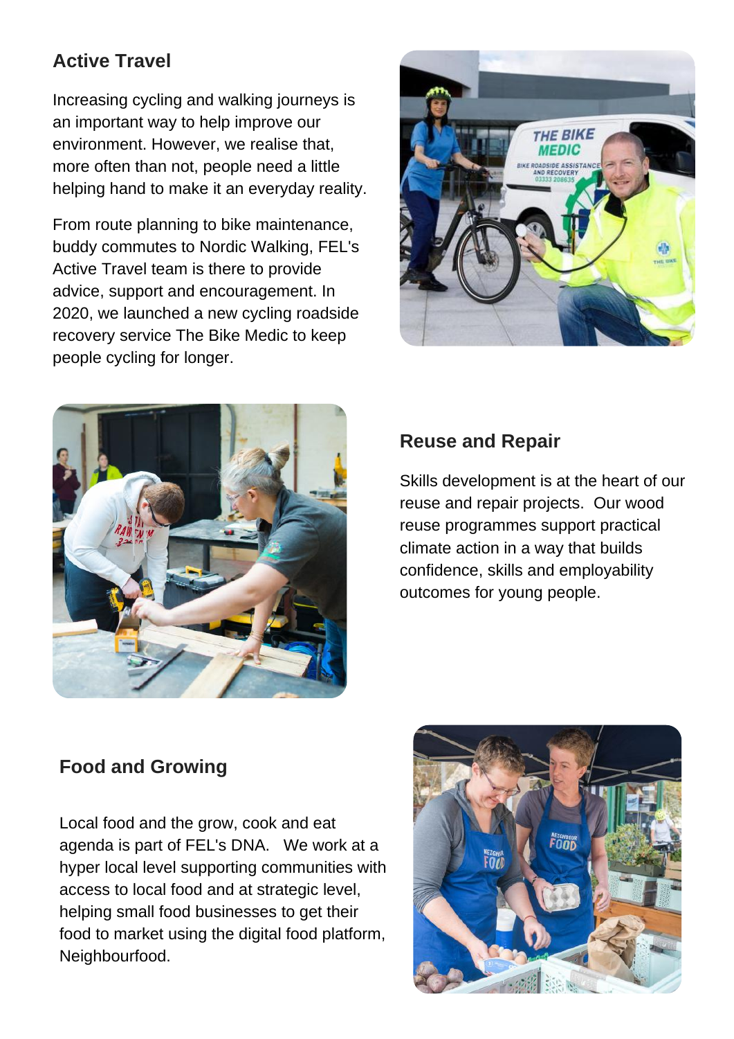## Active Travel

Increasing cycling and walking journeys is an important way to help improve our environment. However, we realise that, more often than not, people need a little helping hand to make it an everyday reality.

From route planning to bike maintenance, buddy commutes to Nordic Walking, FEL's Active Travel team is there to provide advice, support and encouragement. In 2020, we launched a new cycling roadside recovery service The Bike Medic to keep people cycling for longer.

## Reuse and Repair

Skills development is at the heart of our reuse and repair projects. Our wood reuse programmes support practical climate action in a way that builds confidence, skills and employability outcomes for young people.

## Food and Growing

Local food and the grow, cook and eat agenda is part of FEL's DNA. We work at a hyper local level supporting communities with access to local food and at strategic level, helping small food businesses to get their food to market using the digital food platform, Neighbourfood.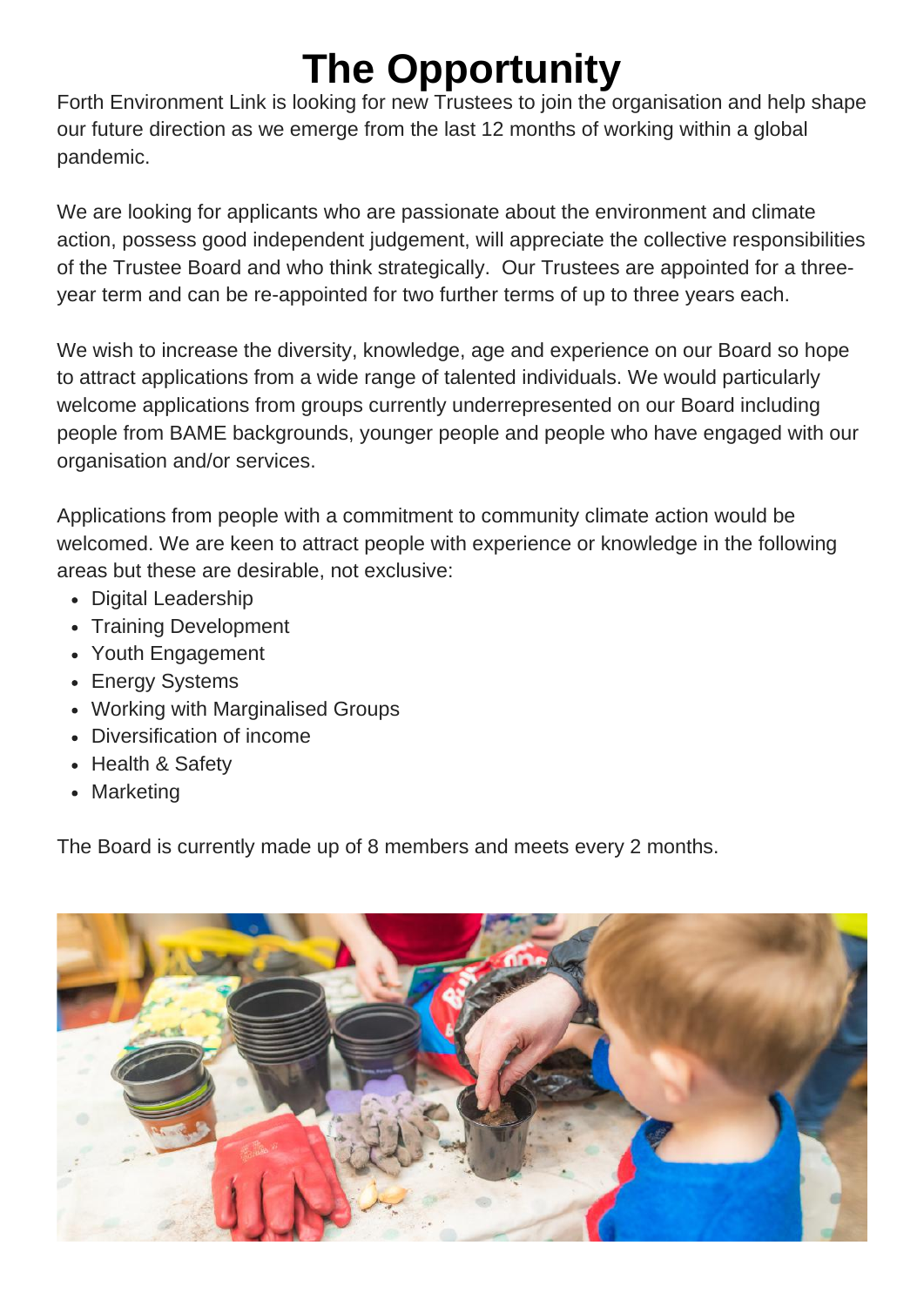# The Opportunity

Forth Environment Link is looking for new Trustees to join the organisation and help shape our future direction as we emerge from the last 12 months of working within a global pandemic.

We are looking for applicants who are passionate about the environment and climate action, possess good independent judgement, will appreciate the collective responsibilities of the Trustee Board and who think strategically. Our Trustees are appointed for a three-year term and can be re-appointed for two further terms of up to three years each.

We wish to increase the diversity, knowledge, age and experience on our Board so hope to attract applications from a wide range of talented individuals. We would particularly welcome applications from groups currently underrepresented on our Board including people from BAME backgrounds, younger people and people who have engaged with our organisation and/or services.

Applications from people with a commitment to community climate action would be welcomed. We are keen to attract people with experience or knowledge in the following areas but these are desirable, not exclusive:

- Digital Leadership
- Training Development
- Youth Engagement
- Energy Systems
- Working with Marginalised Groups
- Diversification of income
- Health & Safety
- Marketing

The Board is currently made up of 8 members and meets every 2 months.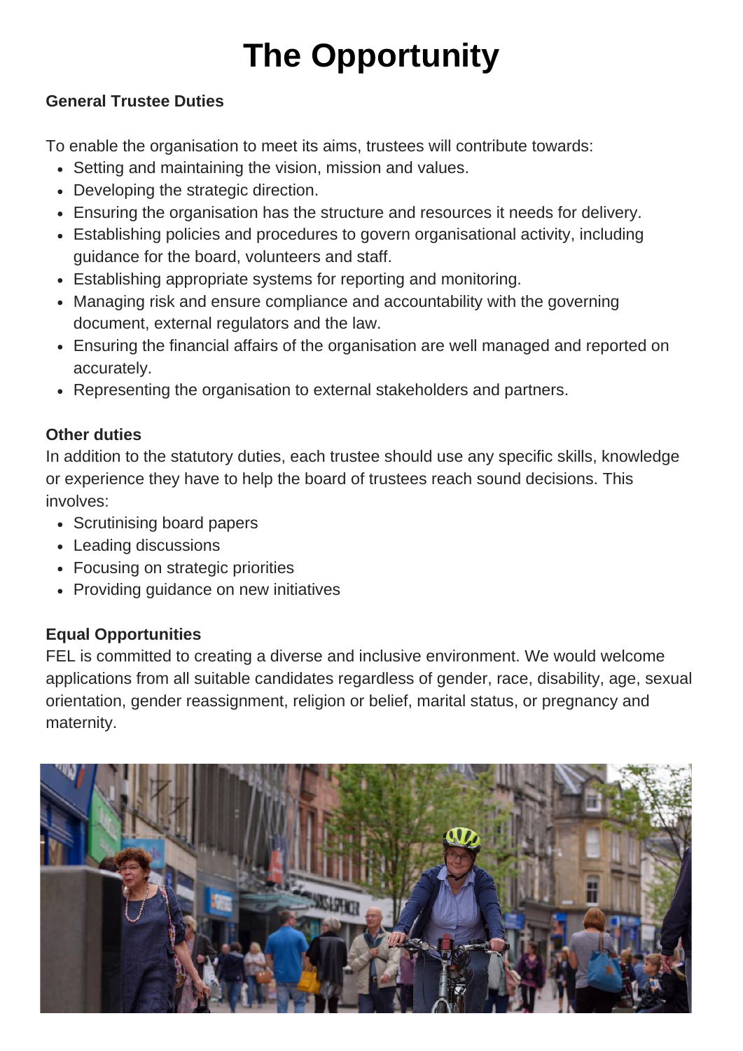# The Opportunity

**General Trustee Duties**

To enable the organisation to meet its aims, trustees will contribute towards:

- Setting and maintaining the vision, mission and values.
- Developing the strategic direction.
- Ensuring the organisation has the structure and resources it needs for delivery.
- Establishing policies and procedures to govern organisational activity, including guidance for the board, volunteers and staff.
- Establishing appropriate systems for reporting and monitoring.
- Managing risk and ensure compliance and accountability with the governing document, external regulators and the law.
- Ensuring the financial affairs of the organisation are well managed and reported on accurately.
- Representing the organisation to external stakeholders and partners.

**Other duties**

In addition to the statutory duties, each trustee should use any specific skills, knowledge or experience they have to help the board of trustees reach sound decisions. This involves:

- Scrutinising board papers
- Leading discussions
- Focusing on strategic priorities
- Providing guidance on new initiatives

**Equal Opportunities**

FEL is committed to creating a diverse and inclusive environment. We would welcome applications from all suitable candidates regardless of gender, race, disability, age, sexual orientation, gender reassignment, religion or belief, marital status, or pregnancy and maternity.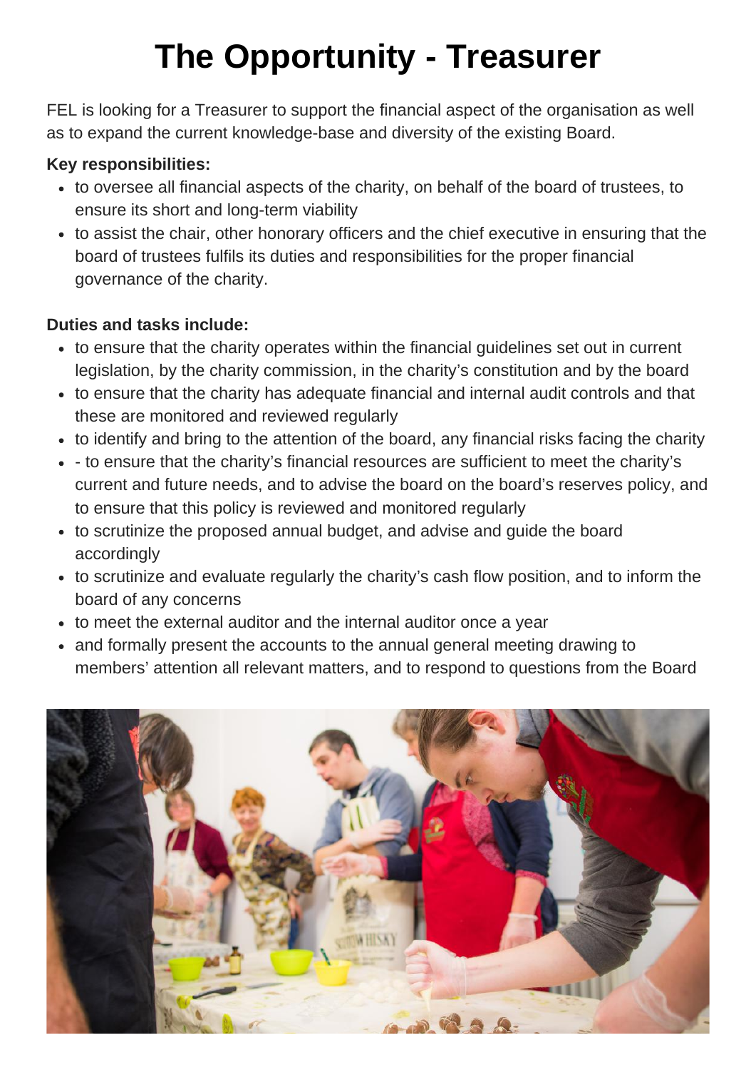# The Opportunity - Treasurer

FEL is looking for a Treasurer to support the financial aspect of the organisation as well as to expand the current knowledge-base and diversity of the existing Board.

**Key responsibilities:**

- to oversee all financial aspects of the charity, on behalf of the board of trustees, to ensure its short and long-term viability
- to assist the chair, other honorary officers and the chief executive in ensuring that the board of trustees fulfils its duties and responsibilities for the proper financial governance of the charity.

**Duties and tasks include:**

- to ensure that the charity operates within the financial guidelines set out in current legislation, by the charity commission, in the charity's constitution and by the board
- to ensure that the charity has adequate financial and internal audit controls and that these are monitored and reviewed regularly
- to identify and bring to the attention of the board, any financial risks facing the charity
- - to ensure that the charity's financial resources are sufficient to meet the charity's current and future needs, and to advise the board on the board's reserves policy, and to ensure that this policy is reviewed and monitored regularly
- to scrutinize the proposed annual budget, and advise and guide the board accordingly
- to scrutinize and evaluate regularly the charity's cash flow position, and to inform the board of any concerns
- to meet the external auditor and the internal auditor once a year
- and formally present the accounts to the annual general meeting drawing to members' attention all relevant matters, and to respond to questions from the Board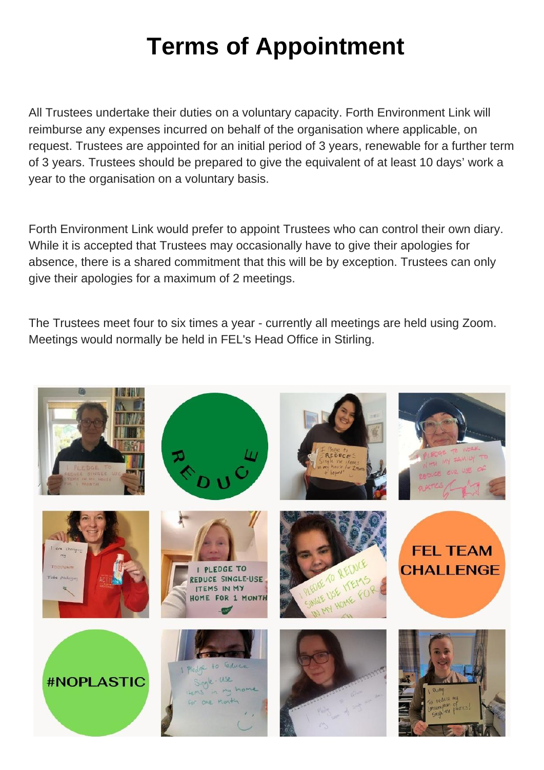# Terms of Appointment

All Trustees undertake their duties on a voluntary capacity. Forth Environment Link will reimburse any expenses incurred on behalf of the organisation where applicable, on request. Trustees are appointed for an initial period of 3 years, renewable for a further term of 3 years. Trustees should be prepared to give the equivalent of at least 10 days' work a year to the organisation on a voluntary basis.

Forth Environment Link would prefer to appoint Trustees who can control their own diary. While it is accepted that Trustees may occasionally have to give their apologies for absence, there is a shared commitment that this will be by exception. Trustees can only give their apologies for a maximum of 2 meetings.

The Trustees meet four to six times a year - currently all meetings are held using Zoom. Meetings would normally be held in FEL's Head Office in Stirling.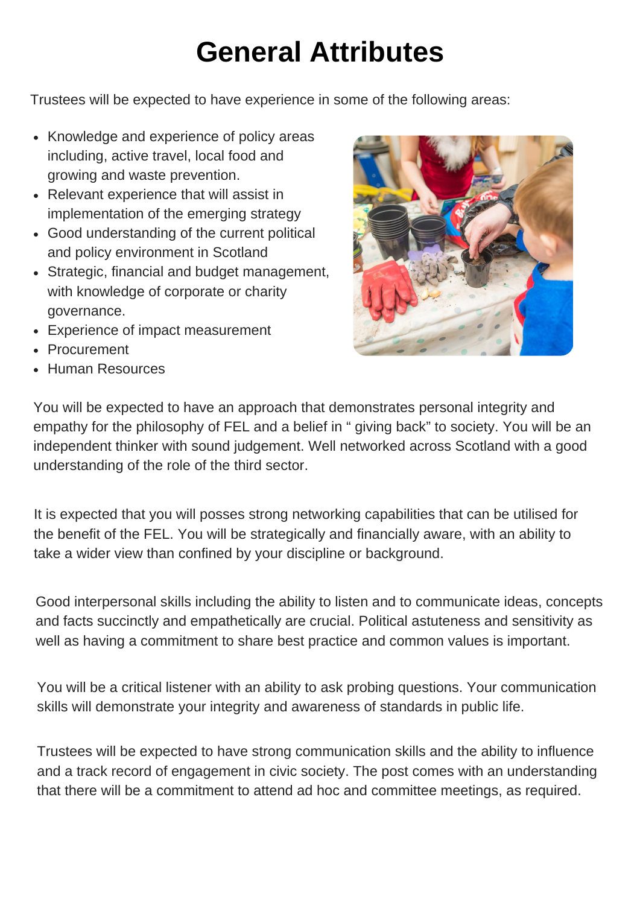# General Attributes

Trustees will be expected to have experience in some of the following areas:

- Knowledge and experience of policy areas including, active travel, local food and growing and waste prevention.
- Relevant experience that will assist in implementation of the emerging strategy
- Good understanding of the current political and policy environment in Scotland
- Strategic, financial and budget management, with knowledge of corporate or charity governance.
- Experience of impact measurement
- Procurement
- Human Resources

You will be expected to have an approach that demonstrates personal integrity and empathy for the philosophy of FEL and a belief in " giving back" to society. You will be an independent thinker with sound judgement. Well networked across Scotland with a good understanding of the role of the third sector.

It is expected that you will posses strong networking capabilities that can be utilised for the benefit of the FEL. You will be strategically and financially aware, with an ability to take a wider view than confined by your discipline or background.

Good interpersonal skills including the ability to listen and to communicate ideas, concepts and facts succinctly and empathetically are crucial. Political astuteness and sensitivity as well as having a commitment to share best practice and common values is important.

You will be a critical listener with an ability to ask probing questions. Your communication skills will demonstrate your integrity and awareness of standards in public life.

Trustees will be expected to have strong communication skills and the ability to influence and a track record of engagement in civic society. The post comes with an understanding that there will be a commitment to attend ad hoc and committee meetings, as required.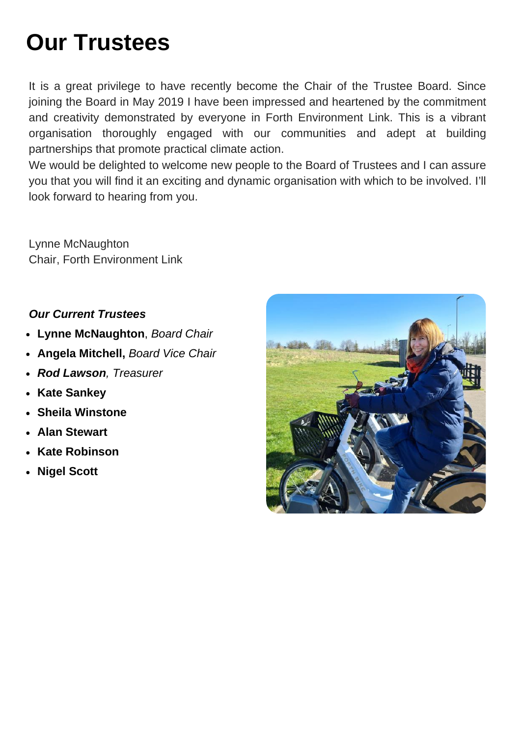# Our Trustees

It is a great privilege to have recently become the Chair of the Trustee Board. Since joining the Board in May 2019 I have been impressed and heartened by the commitment and creativity demonstrated by everyone in Forth Environment Link. This is a vibrant organisation thoroughly engaged with our communities and adept at building partnerships that promote practical climate action.
We would be delighted to welcome new people to the Board of Trustees and I can assure you that you will find it an exciting and dynamic organisation with which to be involved. I'll look forward to hearing from you.

Lynne McNaughton
Chair, Forth Environment Link

***Our Current Trustees***

- **Lynne McNaughton**, *Board Chair*
- **Angela Mitchell,** *Board Vice Chair*
- ***Rod Lawson***, *Treasurer*
- **Kate Sankey**
- **Sheila Winstone**
- **Alan Stewart**
- **Kate Robinson**
- **Nigel Scott**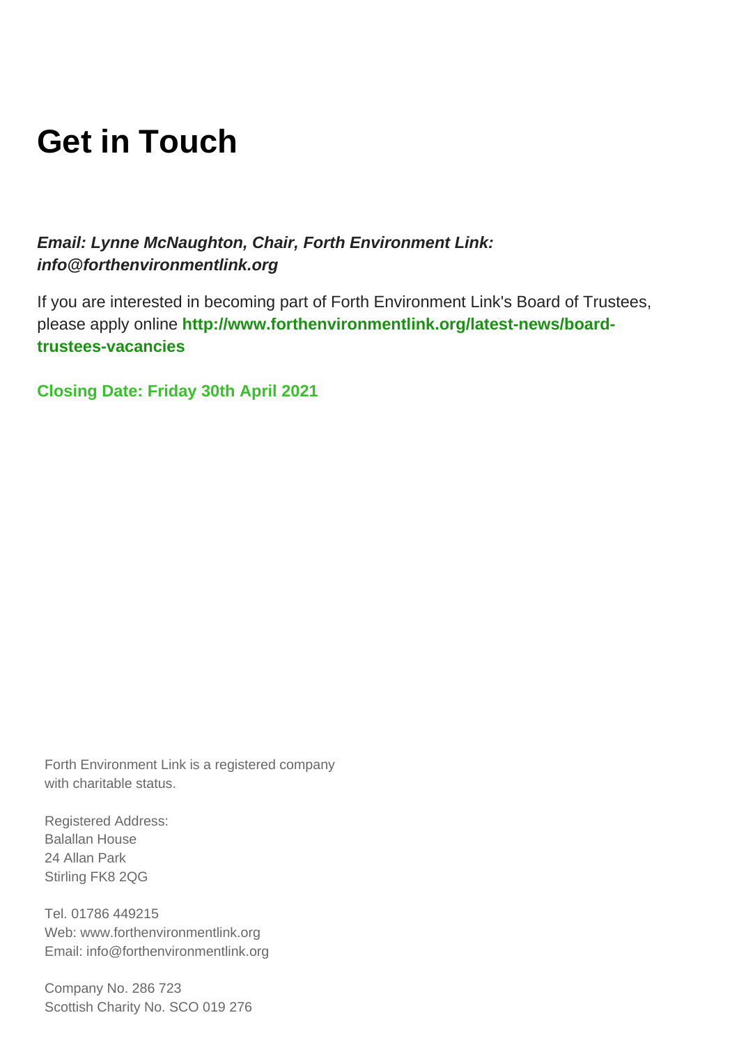# Get in Touch

***Email: Lynne McNaughton, Chair, Forth Environment Link: info@forthenvironmentlink.org***

If you are interested in becoming part of Forth Environment Link's Board of Trustees, please apply online **http://www.forthenvironmentlink.org/latest-news/board-trustees-vacancies**

**Closing Date: Friday 30th April 2021**

Forth Environment Link is a registered company with charitable status.

Registered Address:
Balallan House
24 Allan Park
Stirling FK8 2QG

Tel. 01786 449215
Web: www.forthenvironmentlink.org
Email: info@forthenvironmentlink.org

Company No. 286 723
Scottish Charity No. SCO 019 276